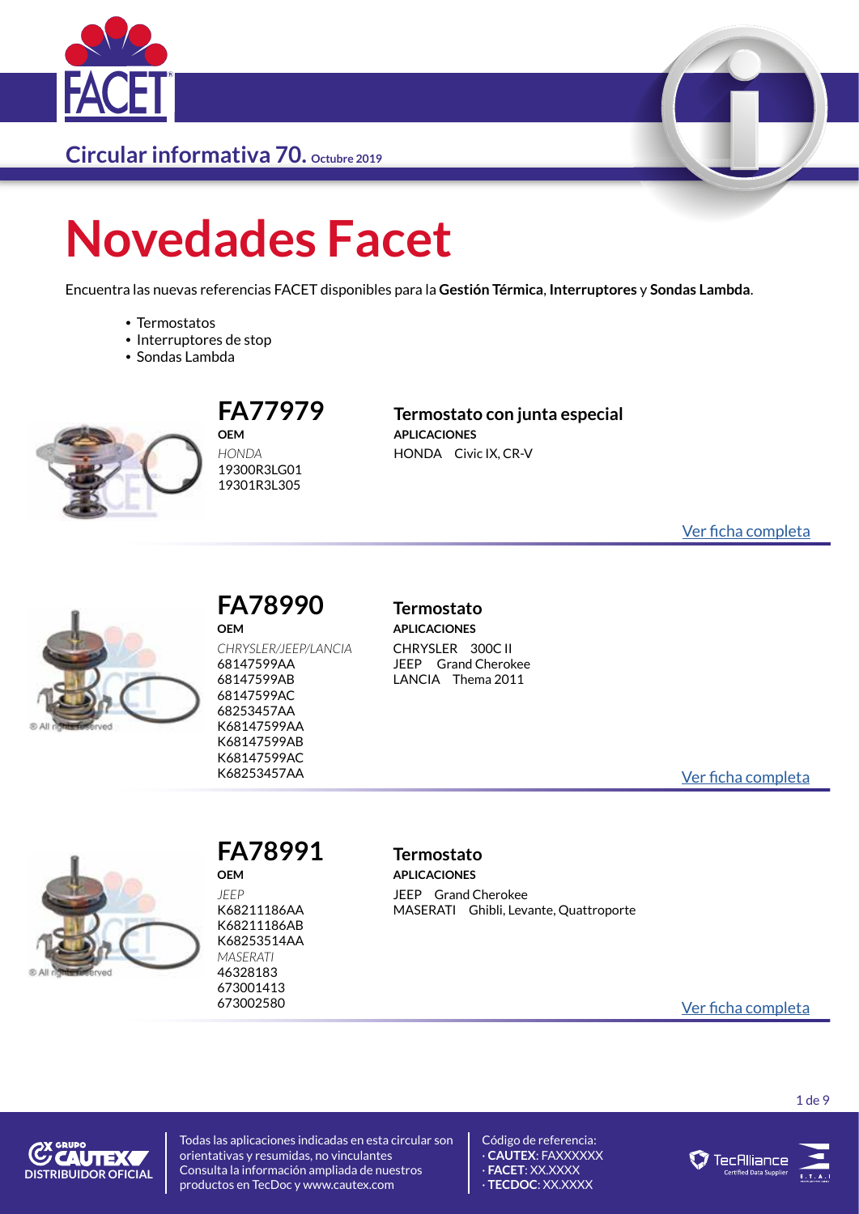Circular informativa 70. Octubre 2019

# Novedades Facet

Encuentra las nuevas referencias FACET disponibles para la **Gestión Térmica**, **Interruptores** y **Sondas Lambda**.

- Termostatos
- Interruptores de stop
- Sondas Lambda

## FA77979

**OEM**

*HONDA*
19300R3LG01
19301R3L305

### Termostato con junta especial

**APLICACIONES**

HONDA Civic IX, CR-V

Ver ficha completa

## FA78990

**OEM**

*CHRYSLER/JEEP/LANCIA*
68147599AA
68147599AB
68147599AC
68253457AA
K68147599AA
K68147599AB
K68147599AC
K68253457AA

### Termostato

**APLICACIONES**

CHRYSLER 300C II
JEEP Grand Cherokee
LANCIA Thema 2011

Ver ficha completa

## FA78991

**OEM**

*JEEP*
K68211186AA
K68211186AB
K68253514AA
*MASERATI*
46328183
673001413
673002580

### Termostato

**APLICACIONES**

JEEP Grand Cherokee
MASERATI Ghibli, Levante, Quattroporte

Ver ficha completa

DISTRIBUIDOR OFICIAL

Todas las aplicaciones indicadas en esta circular son orientativas y resumidas, no vinculantes
Consulta la información ampliada de nuestros productos en TecDoc y www.cautex.com

Código de referencia:
· **CAUTEX**: FAXXXXXX
· **FACET**: XX.XXXX
· **TECDOC**: XX.XXXX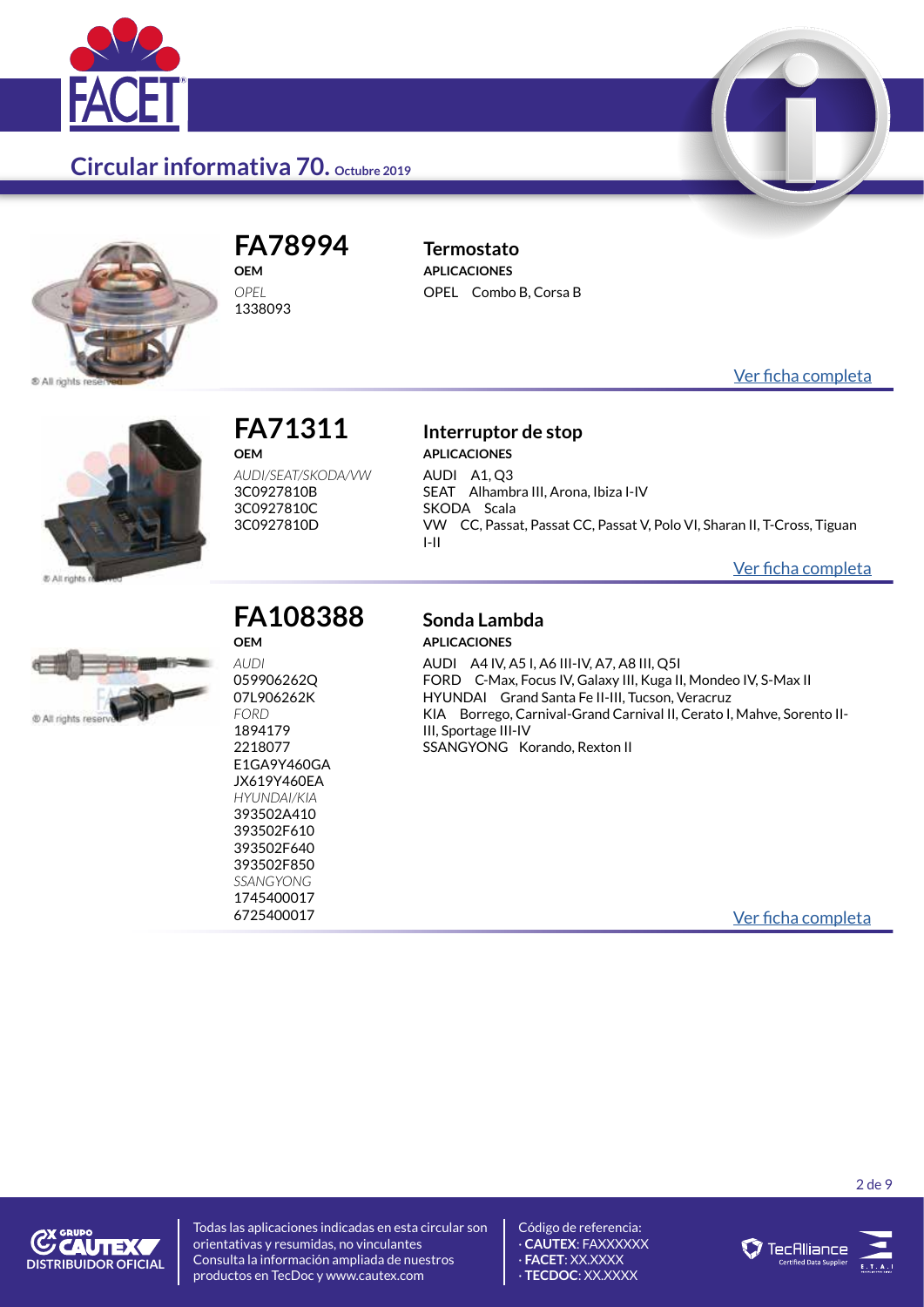## FA78994

**OEM**

*OPEL*
1338093

### Termostato

**APLICACIONES**

OPEL Combo B, Corsa B

Ver ficha completa

## FA71311

**OEM**

*AUDI/SEAT/SKODA/VW*
3C0927810B
3C0927810C
3C0927810D

### Interruptor de stop

**APLICACIONES**

AUDI A1, Q3
SEAT Alhambra III, Arona, Ibiza I-IV
SKODA Scala
VW CC, Passat, Passat CC, Passat V, Polo VI, Sharan II, T-Cross, Tiguan I-II

Ver ficha completa

## FA108388

**OEM**

*AUDI*
059906262Q
07L906262K
*FORD*
1894179
2218077
E1GA9Y460GA
JX619Y460EA
*HYUNDAI/KIA*
393502A410
393502F610
393502F640
393502F850
*SSANGYONG*
1745400017
6725400017

### Sonda Lambda

**APLICACIONES**

AUDI A4 IV, A5 I, A6 III-IV, A7, A8 III, Q5I
FORD C-Max, Focus IV, Galaxy III, Kuga II, Mondeo IV, S-Max II
HYUNDAI Grand Santa Fe II-III, Tucson, Veracruz
KIA Borrego, Carnival-Grand Carnival II, Cerato I, Mahve, Sorento II-III, Sportage III-IV
SSANGYONG Korando, Rexton II

Ver ficha completa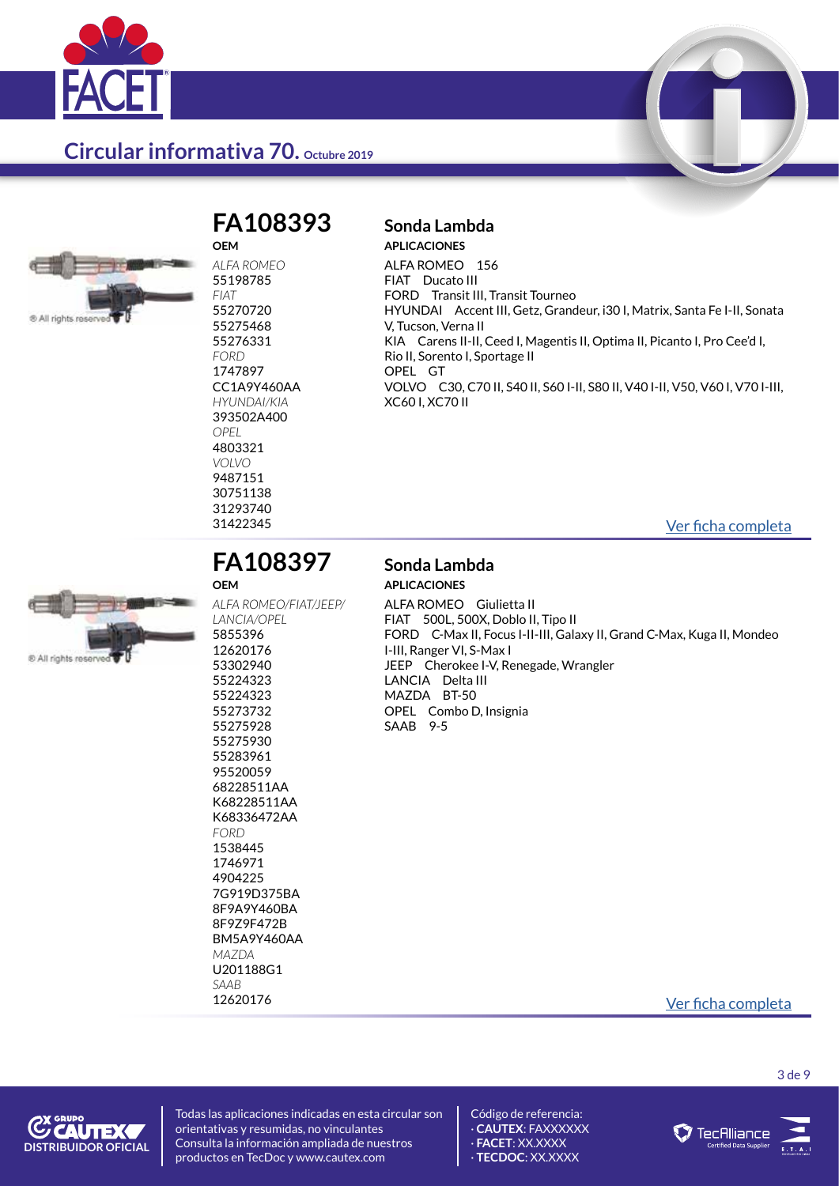## FA108393

**OEM**

*ALFA ROMEO*
55198785
*FIAT*
55270720
55275468
55276331
*FORD*
1747897
CC1A9Y460AA
*HYUNDAI/KIA*
393502A400
*OPEL*
4803321
*VOLVO*
9487151
30751138
31293740
31422345

### Sonda Lambda

**APLICACIONES**

ALFA ROMEO 156
FIAT Ducato III
FORD Transit III, Transit Tourneo
HYUNDAI Accent III, Getz, Grandeur, i30 I, Matrix, Santa Fe I-II, Sonata V, Tucson, Verna II
KIA Carens II-II, Ceed I, Magentis II, Optima II, Picanto I, Pro Cee'd I, Rio II, Sorento I, Sportage II
OPEL GT
VOLVO C30, C70 II, S40 II, S60 I-II, S80 II, V40 I-II, V50, V60 I, V70 I-III, XC60 I, XC70 II

Ver ficha completa

## FA108397

**OEM**

*ALFA ROMEO/FIAT/JEEP/ LANCIA/OPEL*
5855396
12620176
53302940
55224323
55224323
55273732
55275928
55275930
55283961
95520059
68228511AA
K68228511AA
K68336472AA
*FORD*
1538445
1746971
4904225
7G919D375BA
8F9A9Y460BA
8F9Z9F472B
BM5A9Y460AA
*MAZDA*
U201188G1
*SAAB*
12620176

### Sonda Lambda

**APLICACIONES**

ALFA ROMEO Giulietta II
FIAT 500L, 500X, Doblo II, Tipo II
FORD C-Max II, Focus I-II-III, Galaxy II, Grand C-Max, Kuga II, Mondeo I-III, Ranger VI, S-Max I
JEEP Cherokee I-V, Renegade, Wrangler
LANCIA Delta III
MAZDA BT-50
OPEL Combo D, Insignia
SAAB 9-5

Ver ficha completa

Todas las aplicaciones indicadas en esta circular son orientativas y resumidas, no vinculantes
Consulta la información ampliada de nuestros productos en TecDoc y www.cautex.com

Código de referencia:
· **CAUTEX**: FAXXXXXX
· **FACET**: XX.XXXX
· **TECDOC**: XX.XXXX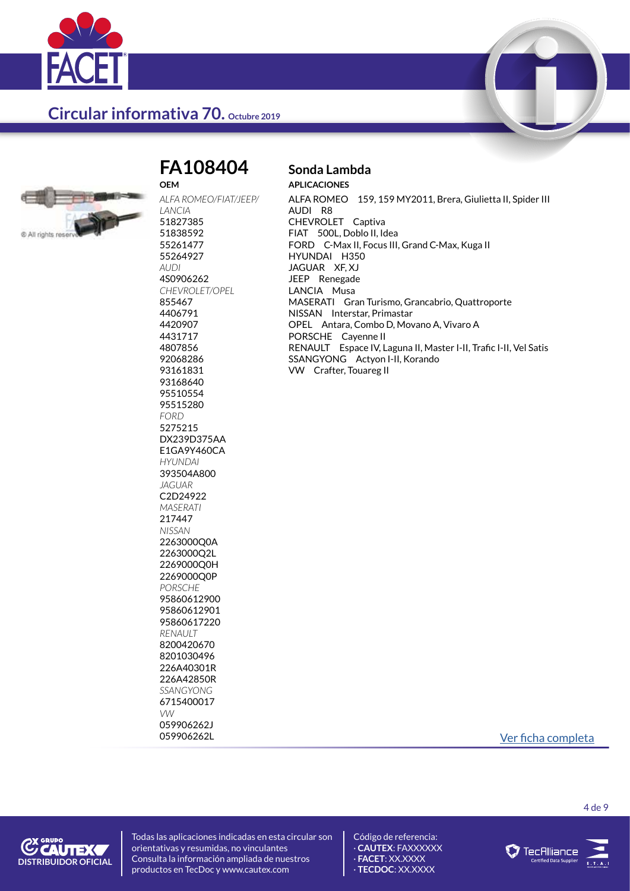# Circular informativa 70. Octubre 2019

## FA108404

**OEM**

*ALFA ROMEO/FIAT/JEEP/LANCIA*
51827385
51838592
55261477
55264927
*AUDI*
4S0906262
*CHEVROLET/OPEL*
855467
4406791
4420907
4431717
4807856
92068286
93161831
93168640
95510554
95515280
*FORD*
5275215
DX239D375AA
E1GA9Y460CA
*HYUNDAI*
393504A800
*JAGUAR*
C2D24922
*MASERATI*
217447
*NISSAN*
2263000Q0A
2263000Q2L
2269000Q0H
2269000Q0P
*PORSCHE*
95860612900
95860612901
95860617220
*RENAULT*
8200420670
8201030496
226A40301R
226A42850R
*SSANGYONG*
6715400017
*VW*
059906262J
059906262L

## Sonda Lambda

**APLICACIONES**

ALFA ROMEO 159, 159 MY2011, Brera, Giulietta II, Spider III
AUDI R8
CHEVROLET Captiva
FIAT 500L, Doblo II, Idea
FORD C-Max II, Focus III, Grand C-Max, Kuga II
HYUNDAI H350
JAGUAR XF, XJ
JEEP Renegade
LANCIA Musa
MASERATI Gran Turismo, Grancabrio, Quattroporte
NISSAN Interstar, Primastar
OPEL Antara, Combo D, Movano A, Vivaro A
PORSCHE Cayenne II
RENAULT Espace IV, Laguna II, Master I-II, Trafic I-II, Vel Satis
SSANGYONG Actyon I-II, Korando
VW Crafter, Touareg II

Ver ficha completa

Todas las aplicaciones indicadas en esta circular son orientativas y resumidas, no vinculantes
Consulta la información ampliada de nuestros productos en TecDoc y www.cautex.com

Código de referencia:
· **CAUTEX**: FAXXXXXX
· **FACET**: XX.XXXX
· **TECDOC**: XX.XXXX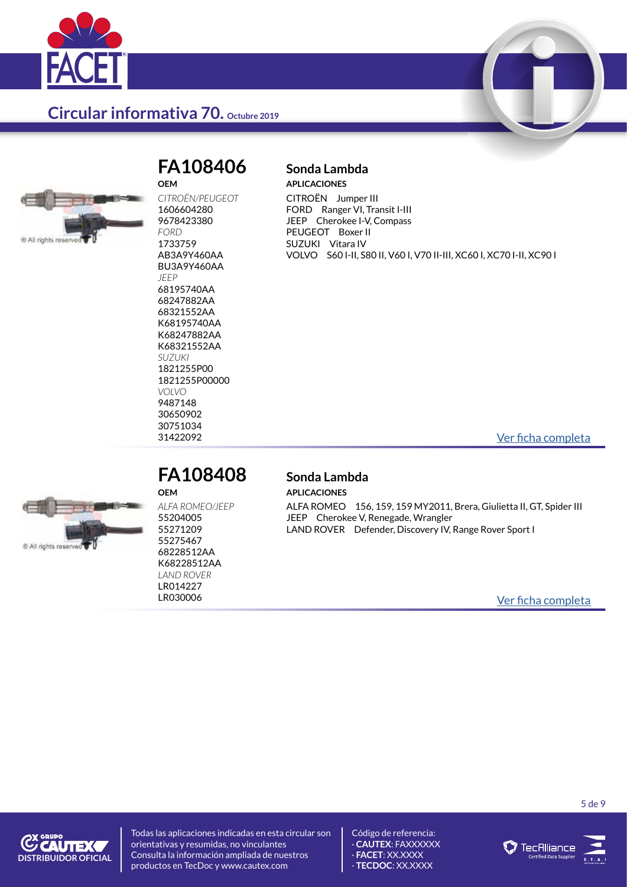## Circular informativa 70. Octubre 2019

## FA108406

**OEM**

*CITROËN/PEUGEOT*
1606604280
9678423380
*FORD*
1733759
AB3A9Y460AA
BU3A9Y460AA
*JEEP*
68195740AA
68247882AA
68321552AA
K68195740AA
K68247882AA
K68321552AA
*SUZUKI*
1821255P00
1821255P00000
*VOLVO*
9487148
30650902
30751034
31422092

### Sonda Lambda

**APLICACIONES**

CITROËN Jumper III
FORD Ranger VI, Transit I-III
JEEP Cherokee I-V, Compass
PEUGEOT Boxer II
SUZUKI Vitara IV
VOLVO S60 I-II, S80 II, V60 I, V70 II-III, XC60 I, XC70 I-II, XC90 I

Ver ficha completa

## FA108408

**OEM**

*ALFA ROMEO/JEEP*
55204005
55271209
55275467
68228512AA
K68228512AA
*LAND ROVER*
LR014227
LR030006

### Sonda Lambda

**APLICACIONES**

ALFA ROMEO 156, 159, 159 MY2011, Brera, Giulietta II, GT, Spider III
JEEP Cherokee V, Renegade, Wrangler
LAND ROVER Defender, Discovery IV, Range Rover Sport I

Ver ficha completa

GRUPO CAUTEX DISTRIBUIDOR OFICIAL

Todas las aplicaciones indicadas en esta circular son orientativas y resumidas, no vinculantes
Consulta la información ampliada de nuestros productos en TecDoc y www.cautex.com

Código de referencia:
· **CAUTEX**: FAXXXXXX
· **FACET**: XX.XXXX
· **TECDOC**: XX.XXXX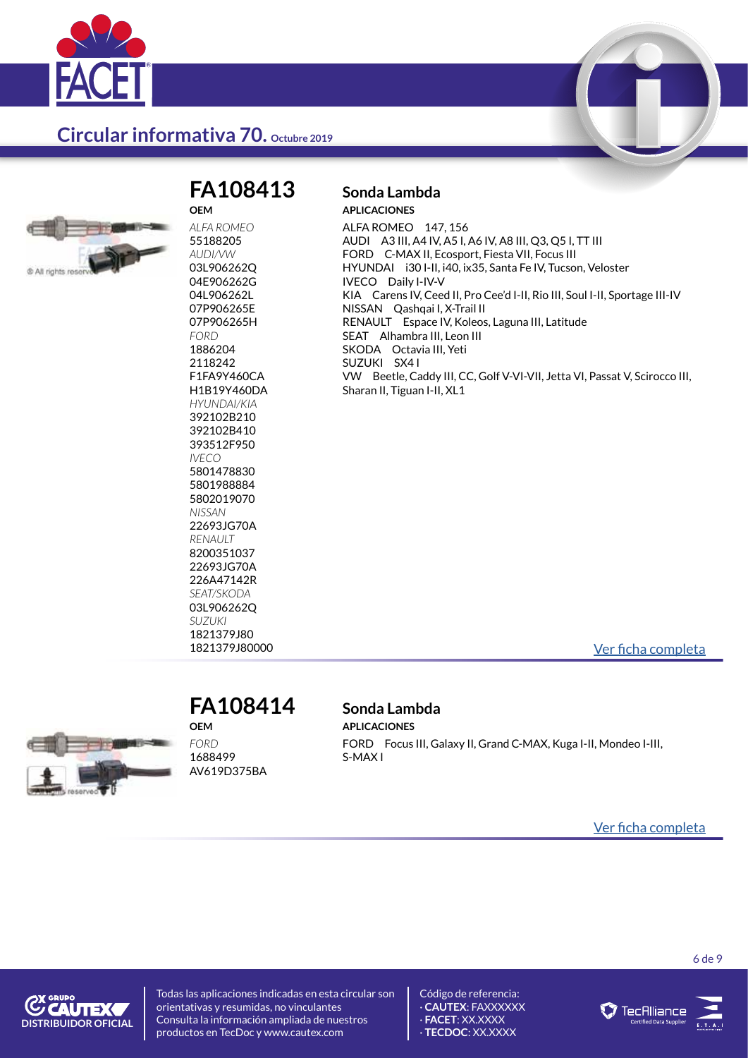# Circular informativa 70. Octubre 2019

## FA108413

### Sonda Lambda

**OEM**

*ALFA ROMEO*
55188205
*AUDI/VW*
03L906262Q
04E906262G
04L906262L
07P906265E
07P906265H
*FORD*
1886204
2118242
F1FA9Y460CA
H1B19Y460DA
*HYUNDAI/KIA*
392102B210
392102B410
393512F950
*IVECO*
5801478830
5801988884
5802019070
*NISSAN*
22693JG70A
*RENAULT*
8200351037
22693JG70A
226A47142R
*SEAT/SKODA*
03L906262Q
*SUZUKI*
1821379J80
1821379J80000

**APLICACIONES**

ALFA ROMEO 147, 156
AUDI A3 III, A4 IV, A5 I, A6 IV, A8 III, Q3, Q5 I, TT III
FORD C-MAX II, Ecosport, Fiesta VII, Focus III
HYUNDAI i30 I-II, i40, ix35, Santa Fe IV, Tucson, Veloster
IVECO Daily I-IV-V
KIA Carens IV, Ceed II, Pro Cee'd I-II, Rio III, Soul I-II, Sportage III-IV
NISSAN Qashqai I, X-Trail II
RENAULT Espace IV, Koleos, Laguna III, Latitude
SEAT Alhambra III, Leon III
SKODA Octavia III, Yeti
SUZUKI SX4 I
VW Beetle, Caddy III, CC, Golf V-VI-VII, Jetta VI, Passat V, Scirocco III, Sharan II, Tiguan I-II, XL1

Ver ficha completa

## FA108414

### Sonda Lambda

**OEM**

*FORD*
1688499
AV619D375BA

**APLICACIONES**

FORD Focus III, Galaxy II, Grand C-MAX, Kuga I-II, Mondeo I-III, S-MAX I

Ver ficha completa

DISTRIBUIDOR OFICIAL

Todas las aplicaciones indicadas en esta circular son orientativas y resumidas, no vinculantes
Consulta la información ampliada de nuestros productos en TecDoc y www.cautex.com

Código de referencia:
· **CAUTEX**: FAXXXXXX
· **FACET**: XX.XXXX
· **TECDOC**: XX.XXXX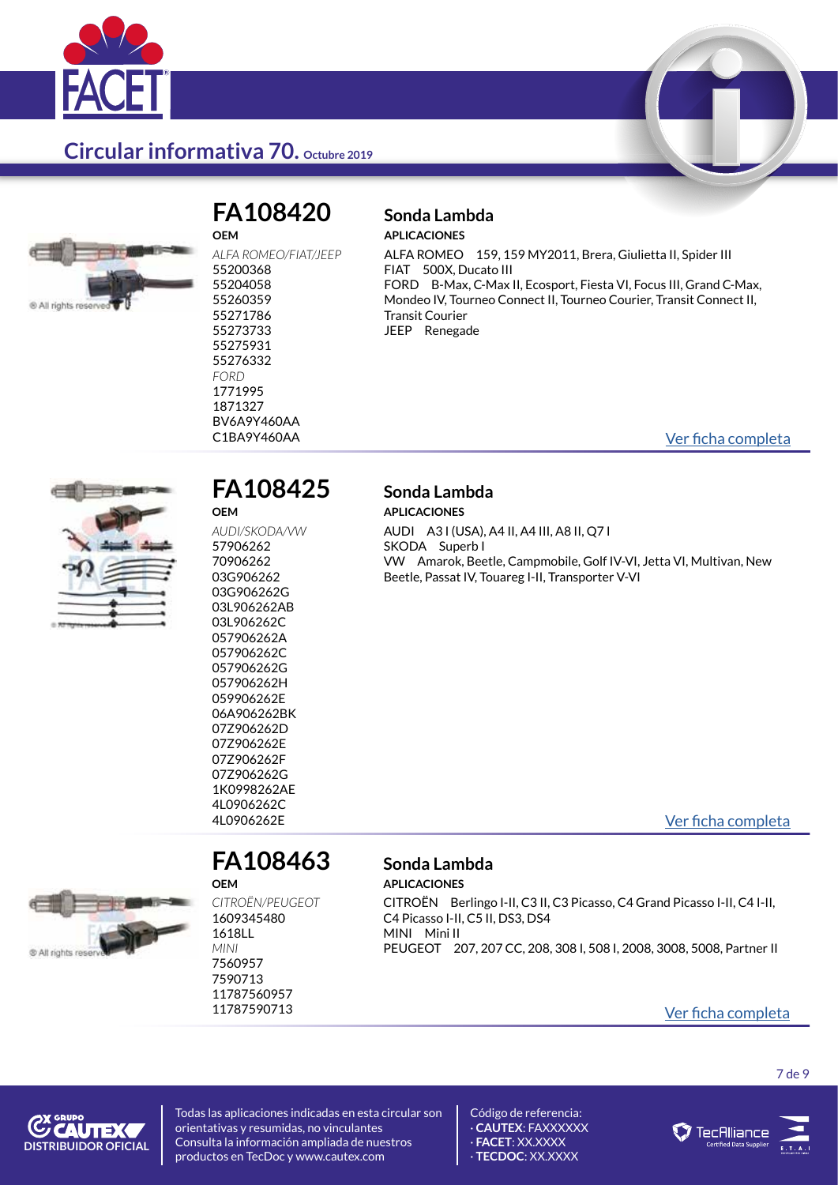# Circular informativa 70. Octubre 2019

## FA108420

**OEM**

*ALFA ROMEO/FIAT/JEEP*
55200368
55204058
55260359
55271786
55273733
55275931
55276332
*FORD*
1771995
1871327
BV6A9Y460AA
C1BA9Y460AA

### Sonda Lambda

**APLICACIONES**

ALFA ROMEO 159, 159 MY2011, Brera, Giulietta II, Spider III
FIAT 500X, Ducato III
FORD B-Max, C-Max II, Ecosport, Fiesta VI, Focus III, Grand C-Max, Mondeo IV, Tourneo Connect II, Tourneo Courier, Transit Connect II, Transit Courier
JEEP Renegade

Ver ficha completa

## FA108425

**OEM**

*AUDI/SKODA/VW*
57906262
70906262
03G906262
03G906262G
03L906262AB
03L906262C
057906262A
057906262C
057906262G
057906262H
059906262E
06A906262BK
07Z906262D
07Z906262E
07Z906262F
07Z906262G
1K0998262AE
4L0906262C
4L0906262E

### Sonda Lambda

**APLICACIONES**

AUDI A3 I (USA), A4 II, A4 III, A8 II, Q7 I
SKODA Superb I
VW Amarok, Beetle, Campmobile, Golf IV-VI, Jetta VI, Multivan, New Beetle, Passat IV, Touareg I-II, Transporter V-VI

Ver ficha completa

## FA108463

**OEM**

*CITROËN/PEUGEOT*
1609345480
1618LL
*MINI*
7560957
7590713
11787560957
11787590713

### Sonda Lambda

**APLICACIONES**

CITROËN Berlingo I-II, C3 II, C3 Picasso, C4 Grand Picasso I-II, C4 I-II, C4 Picasso I-II, C5 II, DS3, DS4
MINI Mini II
PEUGEOT 207, 207 CC, 208, 308 I, 508 I, 2008, 3008, 5008, Partner II

Ver ficha completa

GRUPO CAUTEX DISTRIBUIDOR OFICIAL

Todas las aplicaciones indicadas en esta circular son orientativas y resumidas, no vinculantes
Consulta la información ampliada de nuestros productos en TecDoc y www.cautex.com

Código de referencia:
· **CAUTEX**: FAXXXXXX
· **FACET**: XX.XXXX
· **TECDOC**: XX.XXXX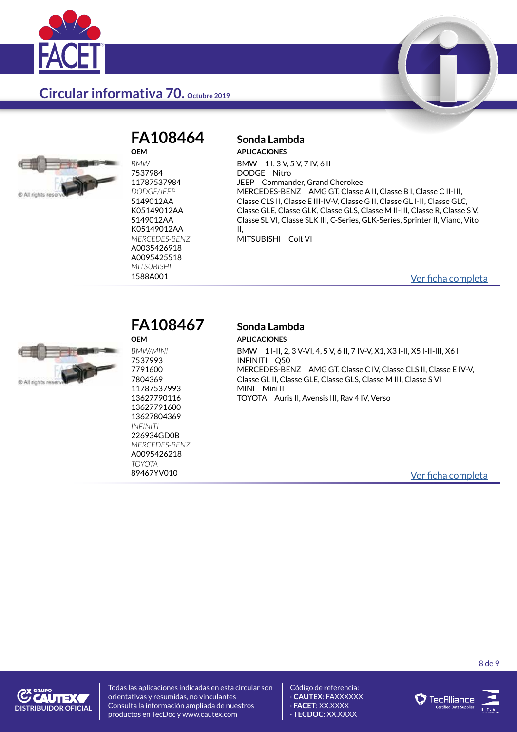# FA108464

## Sonda Lambda

**OEM**

*BMW*
7537984
11787537984
*DODGE/JEEP*
5149012AA
K05149012AA
5149012AA
K05149012AA
*MERCEDES-BENZ*
A0035426918
A0095425518
*MITSUBISHI*
1588A001

**APLICACIONES**

BMW 1 I, 3 V, 5 V, 7 IV, 6 II
DODGE Nitro
JEEP Commander, Grand Cherokee
MERCEDES-BENZ AMG GT, Classe A II, Classe B I, Classe C II-III, Classe CLS II, Classe E III-IV-V, Classe G II, Classe GL I-II, Classe GLC, Classe GLE, Classe GLK, Classe GLS, Classe M II-III, Classe R, Classe S V, Classe SL VI, Classe SLK III, C-Series, GLK-Series, Sprinter II, Viano, Vito II,
MITSUBISHI Colt VI

Ver ficha completa

# FA108467

## Sonda Lambda

**OEM**

*BMW/MINI*
7537993
7791600
7804369
11787537993
13627790116
13627791600
13627804369
*INFINITI*
226934GD0B
*MERCEDES-BENZ*
A0095426218
*TOYOTA*
89467YV010

**APLICACIONES**

BMW 1 I-II, 2, 3 V-VI, 4, 5 V, 6 II, 7 IV-V, X1, X3 I-II, X5 I-II-III, X6 I
INFINITI Q50
MERCEDES-BENZ AMG GT, Classe C IV, Classe CLS II, Classe E IV-V, Classe GL II, Classe GLE, Classe GLS, Classe M III, Classe S VI
MINI Mini II
TOYOTA Auris II, Avensis III, Rav 4 IV, Verso

Ver ficha completa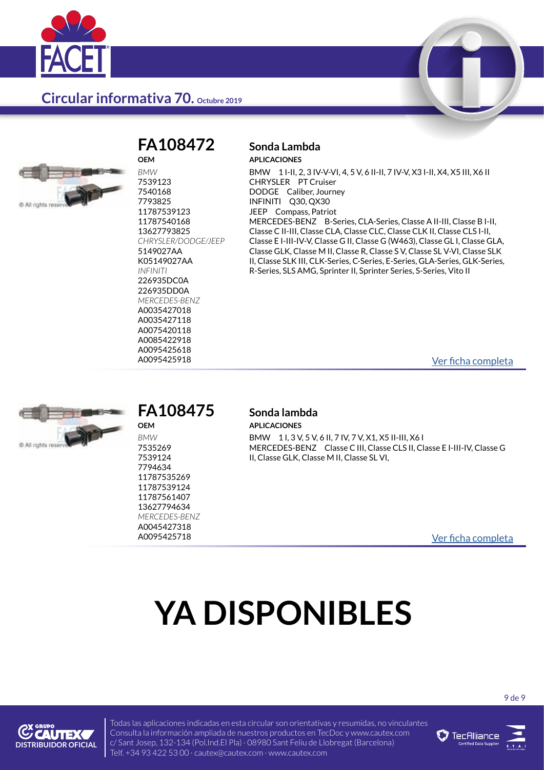# Circular informativa 70. Octubre 2019

## FA108472

**OEM**

*BMW*
7539123
7540168
7793825
11787539123
11787540168
13627793825
*CHRYSLER/DODGE/JEEP*
5149027AA
K05149027AA
*INFINITI*
226935DC0A
226935DD0A
*MERCEDES-BENZ*
A0035427018
A0035427118
A0075420118
A0085422918
A0095425618
A0095425918

### Sonda Lambda

**APLICACIONES**

BMW 1 I-II, 2, 3 IV-V-VI, 4, 5 V, 6 II-II, 7 IV-V, X3 I-II, X4, X5 III, X6 II
CHRYSLER PT Cruiser
DODGE Caliber, Journey
INFINITI Q30, QX30
JEEP Compass, Patriot
MERCEDES-BENZ B-Series, CLA-Series, Classe A II-III, Classe B I-II, Classe C II-III, Classe CLA, Classe CLC, Classe CLK II, Classe CLS I-II, Classe E I-III-IV-V, Classe G II, Classe G (W463), Classe GL I, Classe GLA, Classe GLK, Classe M II, Classe R, Classe S V, Classe SL V-VI, Classe SLK II, Classe SLK III, CLK-Series, C-Series, E-Series, GLA-Series, GLK-Series, R-Series, SLS AMG, Sprinter II, Sprinter Series, S-Series, Vito II

Ver ficha completa

## FA108475

**OEM**

*BMW*
7535269
7539124
7794634
11787535269
11787539124
11787561407
13627794634
*MERCEDES-BENZ*
A0045427318
A0095425718

### Sonda lambda

**APLICACIONES**

BMW 1 I, 3 V, 5 V, 6 II, 7 IV, 7 V, X1, X5 II-III, X6 I
MERCEDES-BENZ Classe C III, Classe CLS II, Classe E I-III-IV, Classe G II, Classe GLK, Classe M II, Classe SL VI,

Ver ficha completa

# YA DISPONIBLES

Todas las aplicaciones indicadas en esta circular son orientativas y resumidas, no vinculantes
Consulta la información ampliada de nuestros productos en TecDoc y www.cautex.com
c/ Sant Josep, 132-134 (Pol.Ind.El Pla) · 08980 Sant Feliu de Llobregat (Barcelona)
Telf. +34 93 422 53 00 · cautex@cautex.com · www.cautex.com